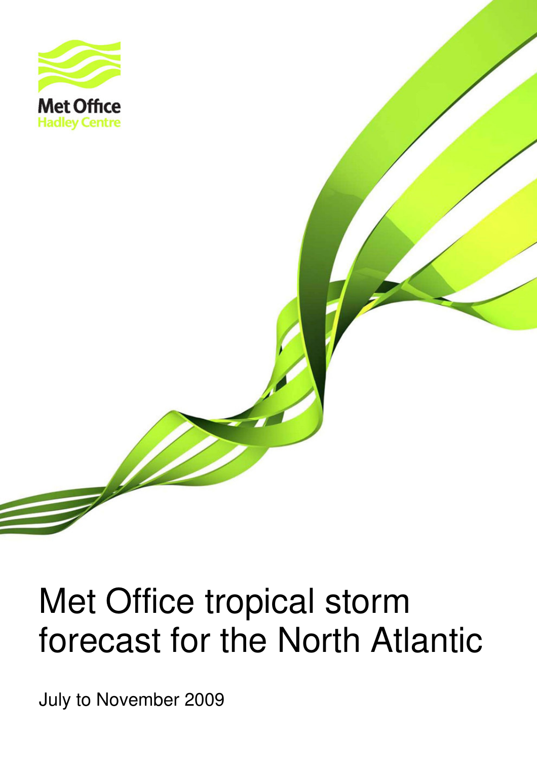Met Office
Hadley Centre

# Met Office tropical storm forecast for the North Atlantic

July to November 2009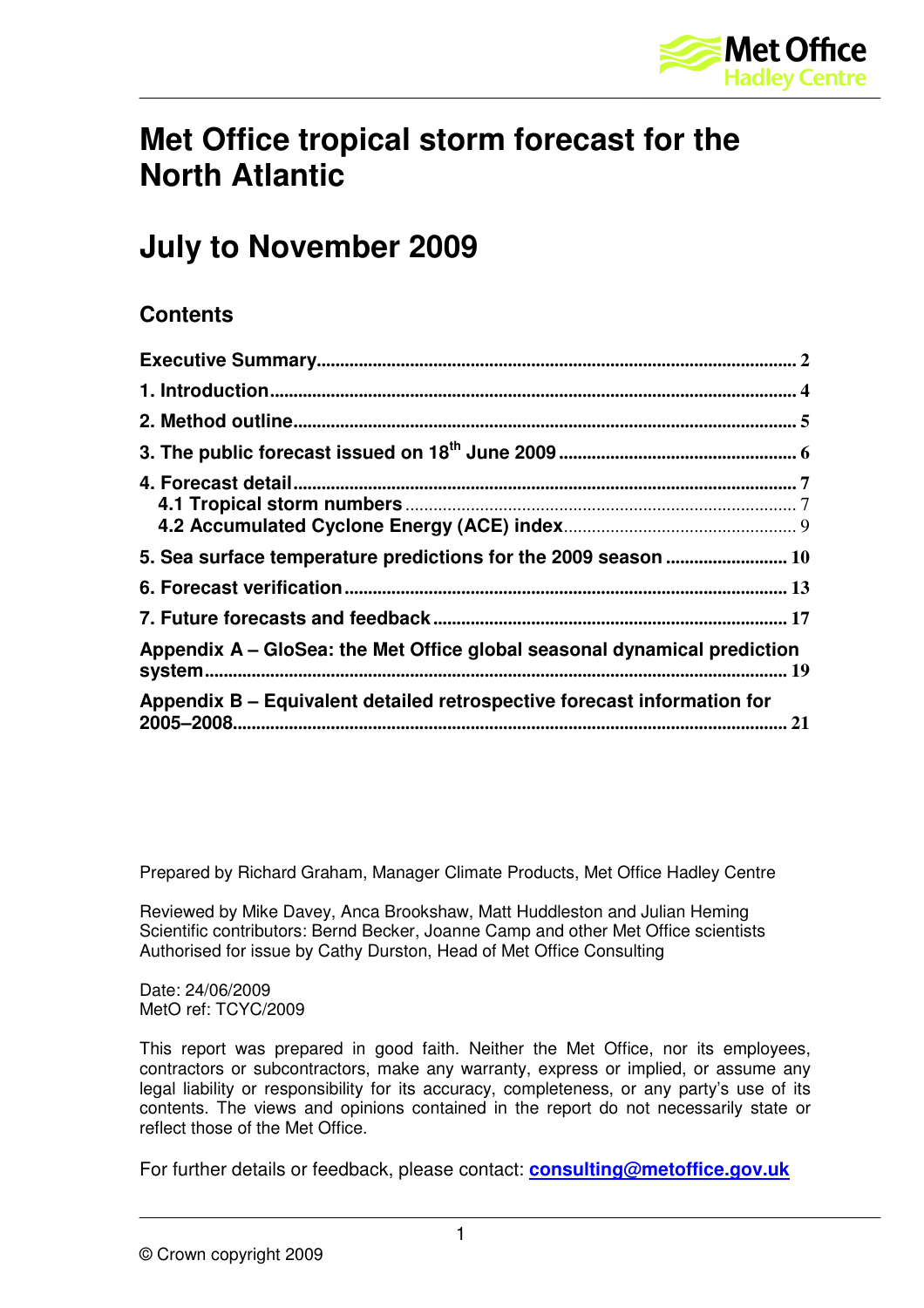# Met Office tropical storm forecast for the North Atlantic

# July to November 2009

## Contents

**Executive Summary** .......... 2

**1. Introduction** .......... 4

**2. Method outline** .......... 5

**3. The public forecast issued on 18th June 2009** .......... 6

**4. Forecast detail** .......... 7
  **4.1 Tropical storm numbers** .......... 7
  **4.2 Accumulated Cyclone Energy (ACE) index** .......... 9

**5. Sea surface temperature predictions for the 2009 season** .......... 10

**6. Forecast verification** .......... 13

**7. Future forecasts and feedback** .......... 17

**Appendix A – GloSea: the Met Office global seasonal dynamical prediction system** .......... 19

**Appendix B – Equivalent detailed retrospective forecast information for 2005–2008** .......... 21

Prepared by Richard Graham, Manager Climate Products, Met Office Hadley Centre

Reviewed by Mike Davey, Anca Brookshaw, Matt Huddleston and Julian Heming
Scientific contributors: Bernd Becker, Joanne Camp and other Met Office scientists
Authorised for issue by Cathy Durston, Head of Met Office Consulting

Date: 24/06/2009
MetO ref: TCYC/2009

This report was prepared in good faith. Neither the Met Office, nor its employees, contractors or subcontractors, make any warranty, express or implied, or assume any legal liability or responsibility for its accuracy, completeness, or any party's use of its contents. The views and opinions contained in the report do not necessarily state or reflect those of the Met Office.

For further details or feedback, please contact: **consulting@metoffice.gov.uk**

© Crown copyright 2009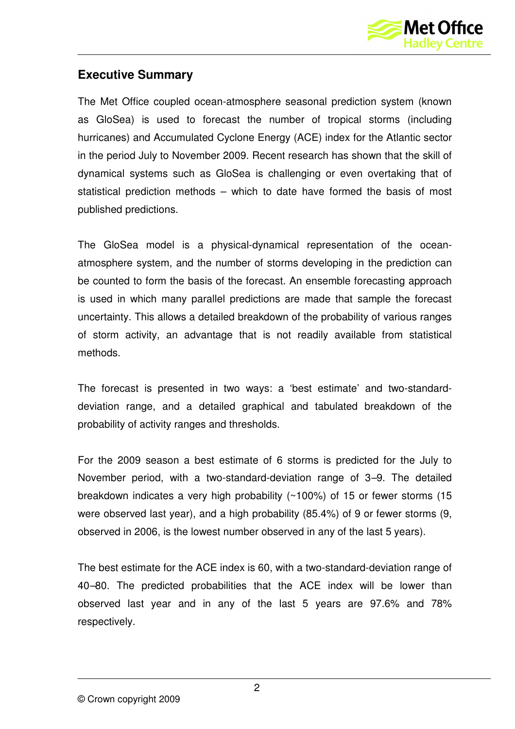## Executive Summary

The Met Office coupled ocean-atmosphere seasonal prediction system (known as GloSea) is used to forecast the number of tropical storms (including hurricanes) and Accumulated Cyclone Energy (ACE) index for the Atlantic sector in the period July to November 2009. Recent research has shown that the skill of dynamical systems such as GloSea is challenging or even overtaking that of statistical prediction methods – which to date have formed the basis of most published predictions.

The GloSea model is a physical-dynamical representation of the ocean-atmosphere system, and the number of storms developing in the prediction can be counted to form the basis of the forecast. An ensemble forecasting approach is used in which many parallel predictions are made that sample the forecast uncertainty. This allows a detailed breakdown of the probability of various ranges of storm activity, an advantage that is not readily available from statistical methods.

The forecast is presented in two ways: a 'best estimate' and two-standard-deviation range, and a detailed graphical and tabulated breakdown of the probability of activity ranges and thresholds.

For the 2009 season a best estimate of 6 storms is predicted for the July to November period, with a two-standard-deviation range of 3–9. The detailed breakdown indicates a very high probability (~100%) of 15 or fewer storms (15 were observed last year), and a high probability (85.4%) of 9 or fewer storms (9, observed in 2006, is the lowest number observed in any of the last 5 years).

The best estimate for the ACE index is 60, with a two-standard-deviation range of 40–80. The predicted probabilities that the ACE index will be lower than observed last year and in any of the last 5 years are 97.6% and 78% respectively.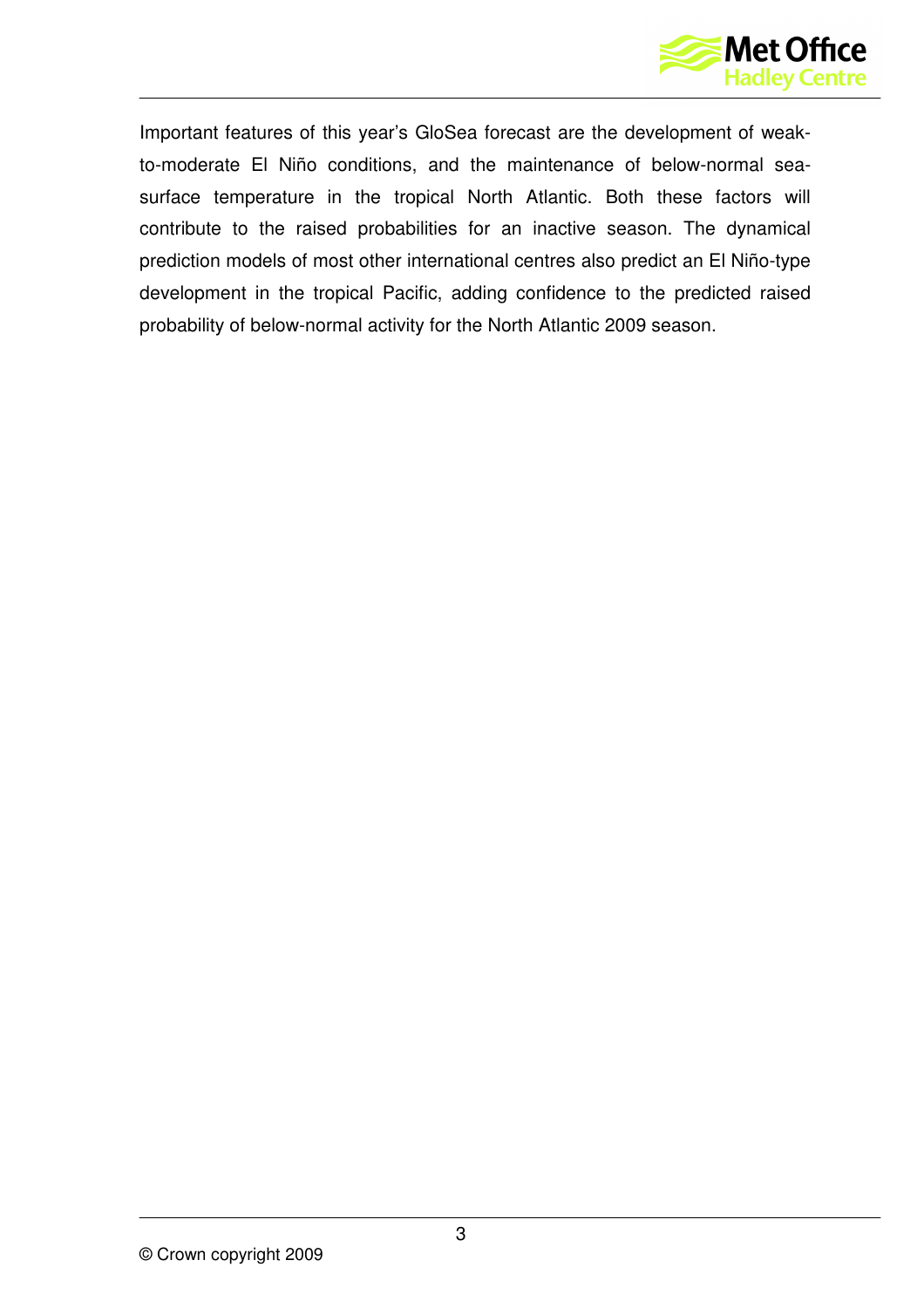Important features of this year's GloSea forecast are the development of weak-to-moderate El Niño conditions, and the maintenance of below-normal sea-surface temperature in the tropical North Atlantic. Both these factors will contribute to the raised probabilities for an inactive season. The dynamical prediction models of most other international centres also predict an El Niño-type development in the tropical Pacific, adding confidence to the predicted raised probability of below-normal activity for the North Atlantic 2009 season.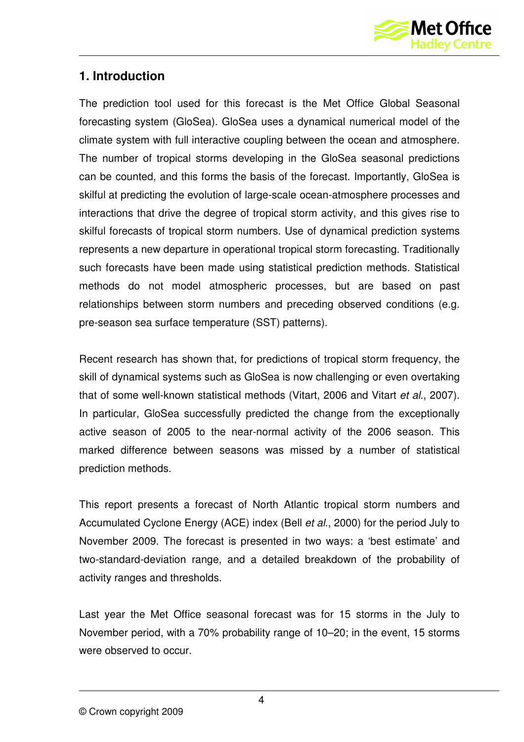## 1. Introduction

The prediction tool used for this forecast is the Met Office Global Seasonal forecasting system (GloSea). GloSea uses a dynamical numerical model of the climate system with full interactive coupling between the ocean and atmosphere. The number of tropical storms developing in the GloSea seasonal predictions can be counted, and this forms the basis of the forecast. Importantly, GloSea is skilful at predicting the evolution of large-scale ocean-atmosphere processes and interactions that drive the degree of tropical storm activity, and this gives rise to skilful forecasts of tropical storm numbers. Use of dynamical prediction systems represents a new departure in operational tropical storm forecasting. Traditionally such forecasts have been made using statistical prediction methods. Statistical methods do not model atmospheric processes, but are based on past relationships between storm numbers and preceding observed conditions (e.g. pre-season sea surface temperature (SST) patterns).

Recent research has shown that, for predictions of tropical storm frequency, the skill of dynamical systems such as GloSea is now challenging or even overtaking that of some well-known statistical methods (Vitart, 2006 and Vitart *et al.*, 2007). In particular, GloSea successfully predicted the change from the exceptionally active season of 2005 to the near-normal activity of the 2006 season. This marked difference between seasons was missed by a number of statistical prediction methods.

This report presents a forecast of North Atlantic tropical storm numbers and Accumulated Cyclone Energy (ACE) index (Bell *et al.*, 2000) for the period July to November 2009. The forecast is presented in two ways: a 'best estimate' and two-standard-deviation range, and a detailed breakdown of the probability of activity ranges and thresholds.

Last year the Met Office seasonal forecast was for 15 storms in the July to November period, with a 70% probability range of 10–20; in the event, 15 storms were observed to occur.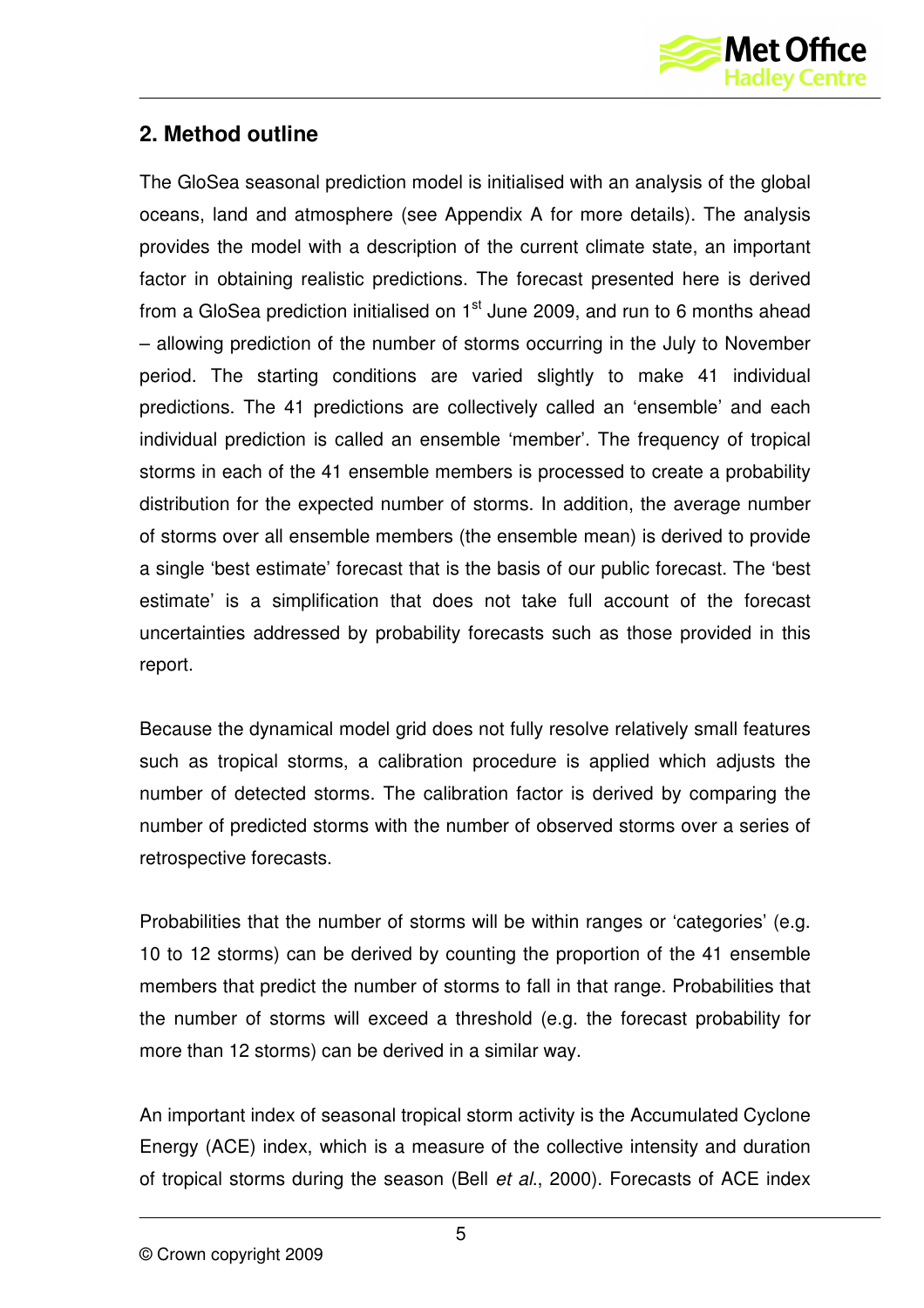## 2. Method outline

The GloSea seasonal prediction model is initialised with an analysis of the global oceans, land and atmosphere (see Appendix A for more details). The analysis provides the model with a description of the current climate state, an important factor in obtaining realistic predictions. The forecast presented here is derived from a GloSea prediction initialised on 1st June 2009, and run to 6 months ahead – allowing prediction of the number of storms occurring in the July to November period. The starting conditions are varied slightly to make 41 individual predictions. The 41 predictions are collectively called an 'ensemble' and each individual prediction is called an ensemble 'member'. The frequency of tropical storms in each of the 41 ensemble members is processed to create a probability distribution for the expected number of storms. In addition, the average number of storms over all ensemble members (the ensemble mean) is derived to provide a single 'best estimate' forecast that is the basis of our public forecast. The 'best estimate' is a simplification that does not take full account of the forecast uncertainties addressed by probability forecasts such as those provided in this report.

Because the dynamical model grid does not fully resolve relatively small features such as tropical storms, a calibration procedure is applied which adjusts the number of detected storms. The calibration factor is derived by comparing the number of predicted storms with the number of observed storms over a series of retrospective forecasts.

Probabilities that the number of storms will be within ranges or 'categories' (e.g. 10 to 12 storms) can be derived by counting the proportion of the 41 ensemble members that predict the number of storms to fall in that range. Probabilities that the number of storms will exceed a threshold (e.g. the forecast probability for more than 12 storms) can be derived in a similar way.

An important index of seasonal tropical storm activity is the Accumulated Cyclone Energy (ACE) index, which is a measure of the collective intensity and duration of tropical storms during the season (Bell *et al*., 2000). Forecasts of ACE index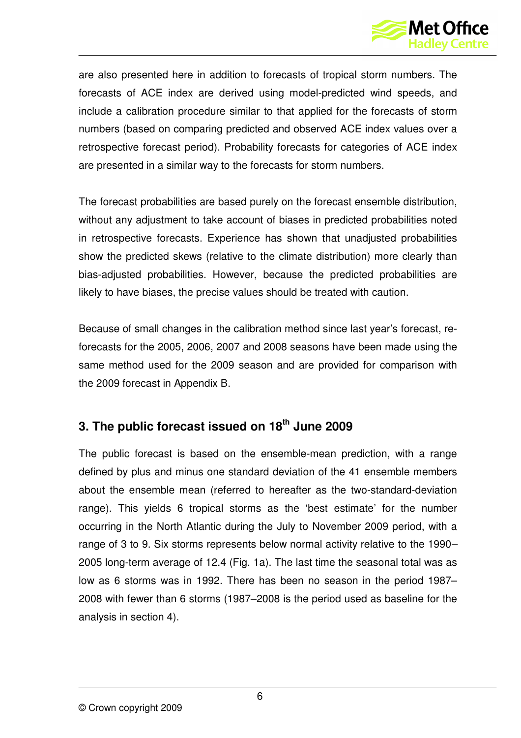are also presented here in addition to forecasts of tropical storm numbers. The forecasts of ACE index are derived using model-predicted wind speeds, and include a calibration procedure similar to that applied for the forecasts of storm numbers (based on comparing predicted and observed ACE index values over a retrospective forecast period). Probability forecasts for categories of ACE index are presented in a similar way to the forecasts for storm numbers.

The forecast probabilities are based purely on the forecast ensemble distribution, without any adjustment to take account of biases in predicted probabilities noted in retrospective forecasts. Experience has shown that unadjusted probabilities show the predicted skews (relative to the climate distribution) more clearly than bias-adjusted probabilities. However, because the predicted probabilities are likely to have biases, the precise values should be treated with caution.

Because of small changes in the calibration method since last year's forecast, re-forecasts for the 2005, 2006, 2007 and 2008 seasons have been made using the same method used for the 2009 season and are provided for comparison with the 2009 forecast in Appendix B.

## 3. The public forecast issued on 18th June 2009

The public forecast is based on the ensemble-mean prediction, with a range defined by plus and minus one standard deviation of the 41 ensemble members about the ensemble mean (referred to hereafter as the two-standard-deviation range). This yields 6 tropical storms as the 'best estimate' for the number occurring in the North Atlantic during the July to November 2009 period, with a range of 3 to 9. Six storms represents below normal activity relative to the 1990–2005 long-term average of 12.4 (Fig. 1a). The last time the seasonal total was as low as 6 storms was in 1992. There has been no season in the period 1987–2008 with fewer than 6 storms (1987–2008 is the period used as baseline for the analysis in section 4).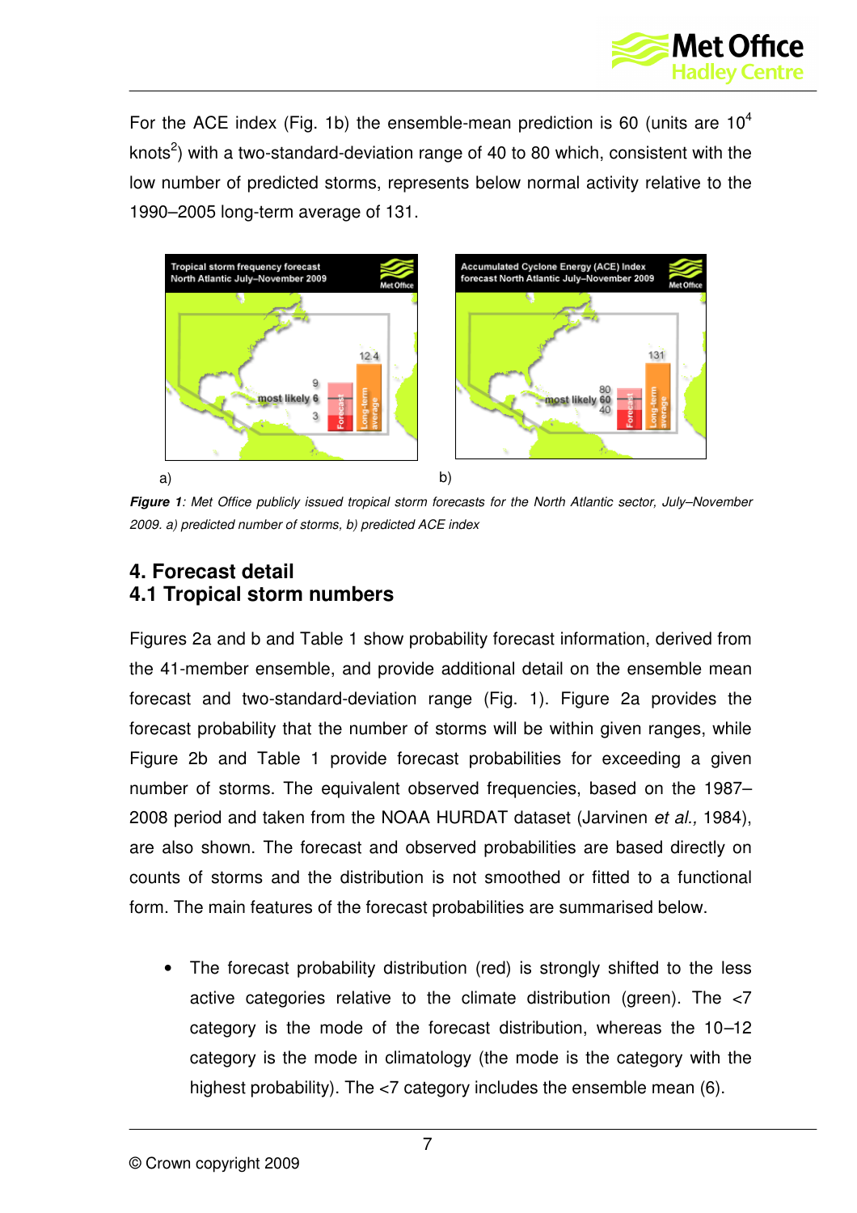For the ACE index (Fig. 1b) the ensemble-mean prediction is 60 (units are $10^4$ knots$^2$) with a two-standard-deviation range of 40 to 80 which, consistent with the low number of predicted storms, represents below normal activity relative to the 1990–2005 long-term average of 131.

a) b)

***Figure 1****: Met Office publicly issued tropical storm forecasts for the North Atlantic sector, July–November 2009. a) predicted number of storms, b) predicted ACE index*

## 4. Forecast detail
## 4.1 Tropical storm numbers

Figures 2a and b and Table 1 show probability forecast information, derived from the 41-member ensemble, and provide additional detail on the ensemble mean forecast and two-standard-deviation range (Fig. 1). Figure 2a provides the forecast probability that the number of storms will be within given ranges, while Figure 2b and Table 1 provide forecast probabilities for exceeding a given number of storms. The equivalent observed frequencies, based on the 1987–2008 period and taken from the NOAA HURDAT dataset (Jarvinen *et al.,* 1984), are also shown. The forecast and observed probabilities are based directly on counts of storms and the distribution is not smoothed or fitted to a functional form. The main features of the forecast probabilities are summarised below.

- The forecast probability distribution (red) is strongly shifted to the less active categories relative to the climate distribution (green). The <7 category is the mode of the forecast distribution, whereas the 10–12 category is the mode in climatology (the mode is the category with the highest probability). The <7 category includes the ensemble mean (6).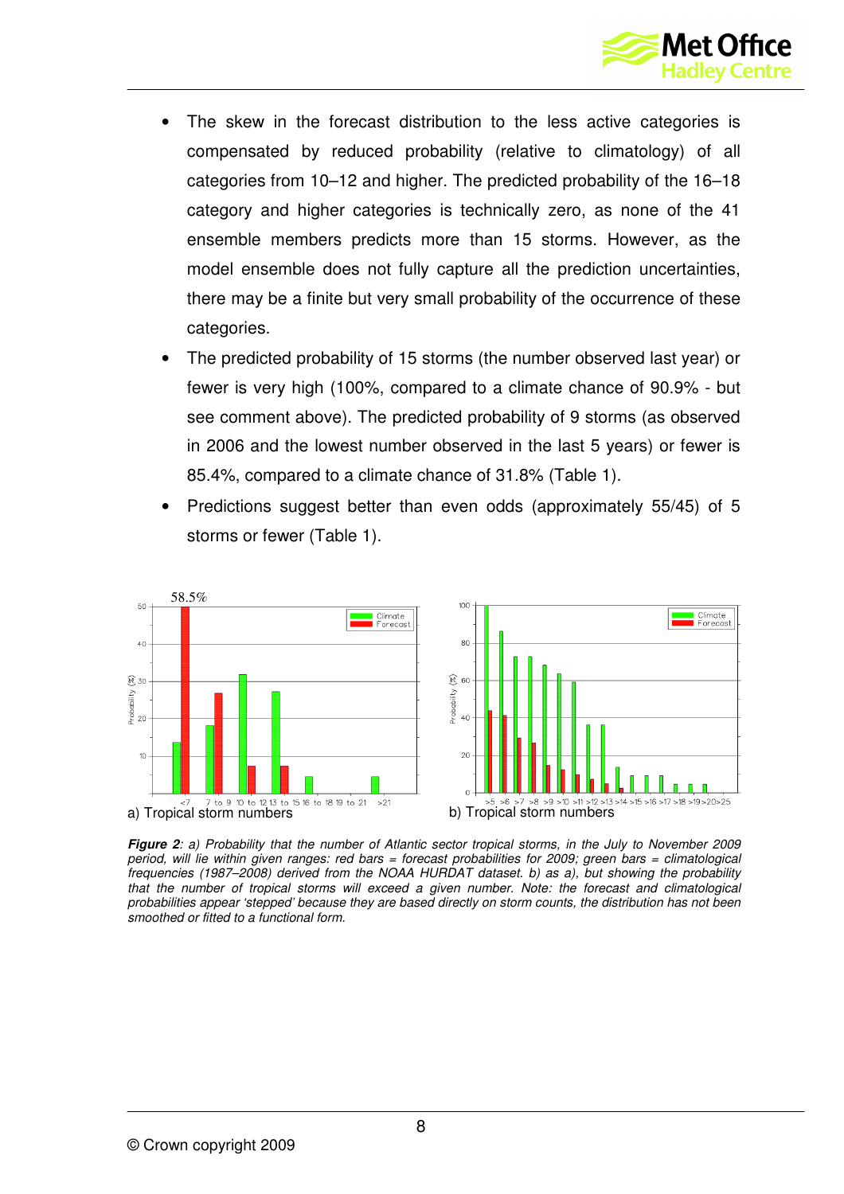- The skew in the forecast distribution to the less active categories is compensated by reduced probability (relative to climatology) of all categories from 10–12 and higher. The predicted probability of the 16–18 category and higher categories is technically zero, as none of the 41 ensemble members predicts more than 15 storms. However, as the model ensemble does not fully capture all the prediction uncertainties, there may be a finite but very small probability of the occurrence of these categories.
- The predicted probability of 15 storms (the number observed last year) or fewer is very high (100%, compared to a climate chance of 90.9% - but see comment above). The predicted probability of 9 storms (as observed in 2006 and the lowest number observed in the last 5 years) or fewer is 85.4%, compared to a climate chance of 31.8% (Table 1).
- Predictions suggest better than even odds (approximately 55/45) of 5 storms or fewer (Table 1).

a) Tropical storm numbers

b) Tropical storm numbers

***Figure 2****: a) Probability that the number of Atlantic sector tropical storms, in the July to November 2009 period, will lie within given ranges: red bars = forecast probabilities for 2009; green bars = climatological frequencies (1987–2008) derived from the NOAA HURDAT dataset. b) as a), but showing the probability that the number of tropical storms will exceed a given number. Note: the forecast and climatological probabilities appear 'stepped' because they are based directly on storm counts, the distribution has not been smoothed or fitted to a functional form.*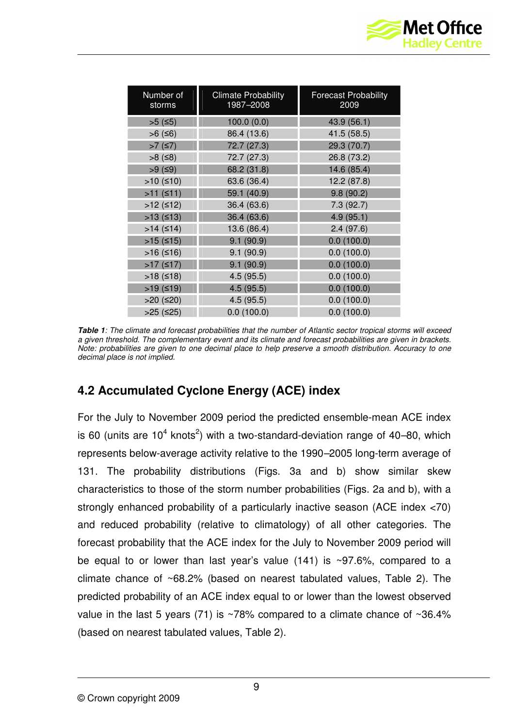| Number of storms | Climate Probability 1987–2008 | Forecast Probability 2009 |
|---|---|---|
| >5 (≤5) | 100.0 (0.0) | 43.9 (56.1) |
| >6 (≤6) | 86.4 (13.6) | 41.5 (58.5) |
| >7 (≤7) | 72.7 (27.3) | 29.3 (70.7) |
| >8 (≤8) | 72.7 (27.3) | 26.8 (73.2) |
| >9 (≤9) | 68.2 (31.8) | 14.6 (85.4) |
| >10 (≤10) | 63.6 (36.4) | 12.2 (87.8) |
| >11 (≤11) | 59.1 (40.9) | 9.8 (90.2) |
| >12 (≤12) | 36.4 (63.6) | 7.3 (92.7) |
| >13 (≤13) | 36.4 (63.6) | 4.9 (95.1) |
| >14 (≤14) | 13.6 (86.4) | 2.4 (97.6) |
| >15 (≤15) | 9.1 (90.9) | 0.0 (100.0) |
| >16 (≤16) | 9.1 (90.9) | 0.0 (100.0) |
| >17 (≤17) | 9.1 (90.9) | 0.0 (100.0) |
| >18 (≤18) | 4.5 (95.5) | 0.0 (100.0) |
| >19 (≤19) | 4.5 (95.5) | 0.0 (100.0) |
| >20 (≤20) | 4.5 (95.5) | 0.0 (100.0) |
| >25 (≤25) | 0.0 (100.0) | 0.0 (100.0) |

***Table 1**: The climate and forecast probabilities that the number of Atlantic sector tropical storms will exceed a given threshold. The complementary event and its climate and forecast probabilities are given in brackets. Note: probabilities are given to one decimal place to help preserve a smooth distribution. Accuracy to one decimal place is not implied.*

## 4.2 Accumulated Cyclone Energy (ACE) index

For the July to November 2009 period the predicted ensemble-mean ACE index is 60 (units are $10^4$ knots$^2$) with a two-standard-deviation range of 40–80, which represents below-average activity relative to the 1990–2005 long-term average of 131. The probability distributions (Figs. 3a and b) show similar skew characteristics to those of the storm number probabilities (Figs. 2a and b), with a strongly enhanced probability of a particularly inactive season (ACE index <70) and reduced probability (relative to climatology) of all other categories. The forecast probability that the ACE index for the July to November 2009 period will be equal to or lower than last year's value (141) is ~97.6%, compared to a climate chance of ~68.2% (based on nearest tabulated values, Table 2). The predicted probability of an ACE index equal to or lower than the lowest observed value in the last 5 years (71) is ~78% compared to a climate chance of ~36.4% (based on nearest tabulated values, Table 2).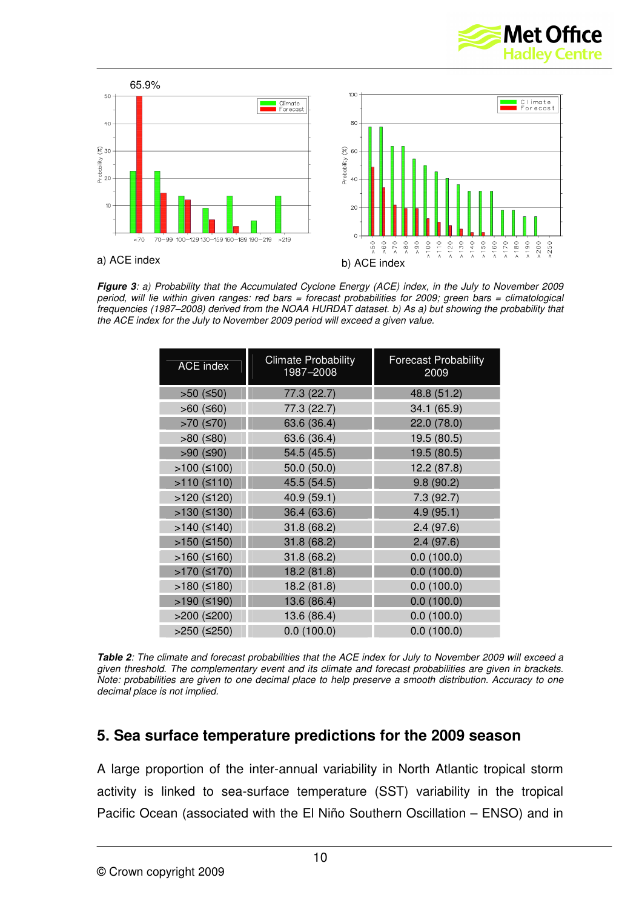a) ACE index

b) ACE index

***Figure 3**: a) Probability that the Accumulated Cyclone Energy (ACE) index, in the July to November 2009 period, will lie within given ranges: red bars = forecast probabilities for 2009; green bars = climatological frequencies (1987–2008) derived from the NOAA HURDAT dataset. b) As a) but showing the probability that the ACE index for the July to November 2009 period will exceed a given value.*

| ACE index | Climate Probability 1987–2008 | Forecast Probability 2009 |
|---|---|---|
| >50 (≤50) | 77.3 (22.7) | 48.8 (51.2) |
| >60 (≤60) | 77.3 (22.7) | 34.1 (65.9) |
| >70 (≤70) | 63.6 (36.4) | 22.0 (78.0) |
| >80 (≤80) | 63.6 (36.4) | 19.5 (80.5) |
| >90 (≤90) | 54.5 (45.5) | 19.5 (80.5) |
| >100 (≤100) | 50.0 (50.0) | 12.2 (87.8) |
| >110 (≤110) | 45.5 (54.5) | 9.8 (90.2) |
| >120 (≤120) | 40.9 (59.1) | 7.3 (92.7) |
| >130 (≤130) | 36.4 (63.6) | 4.9 (95.1) |
| >140 (≤140) | 31.8 (68.2) | 2.4 (97.6) |
| >150 (≤150) | 31.8 (68.2) | 2.4 (97.6) |
| >160 (≤160) | 31.8 (68.2) | 0.0 (100.0) |
| >170 (≤170) | 18.2 (81.8) | 0.0 (100.0) |
| >180 (≤180) | 18.2 (81.8) | 0.0 (100.0) |
| >190 (≤190) | 13.6 (86.4) | 0.0 (100.0) |
| >200 (≤200) | 13.6 (86.4) | 0.0 (100.0) |
| >250 (≤250) | 0.0 (100.0) | 0.0 (100.0) |

***Table 2**: The climate and forecast probabilities that the ACE index for July to November 2009 will exceed a given threshold. The complementary event and its climate and forecast probabilities are given in brackets. Note: probabilities are given to one decimal place to help preserve a smooth distribution. Accuracy to one decimal place is not implied.*

## 5. Sea surface temperature predictions for the 2009 season

A large proportion of the inter-annual variability in North Atlantic tropical storm activity is linked to sea-surface temperature (SST) variability in the tropical Pacific Ocean (associated with the El Niño Southern Oscillation – ENSO) and in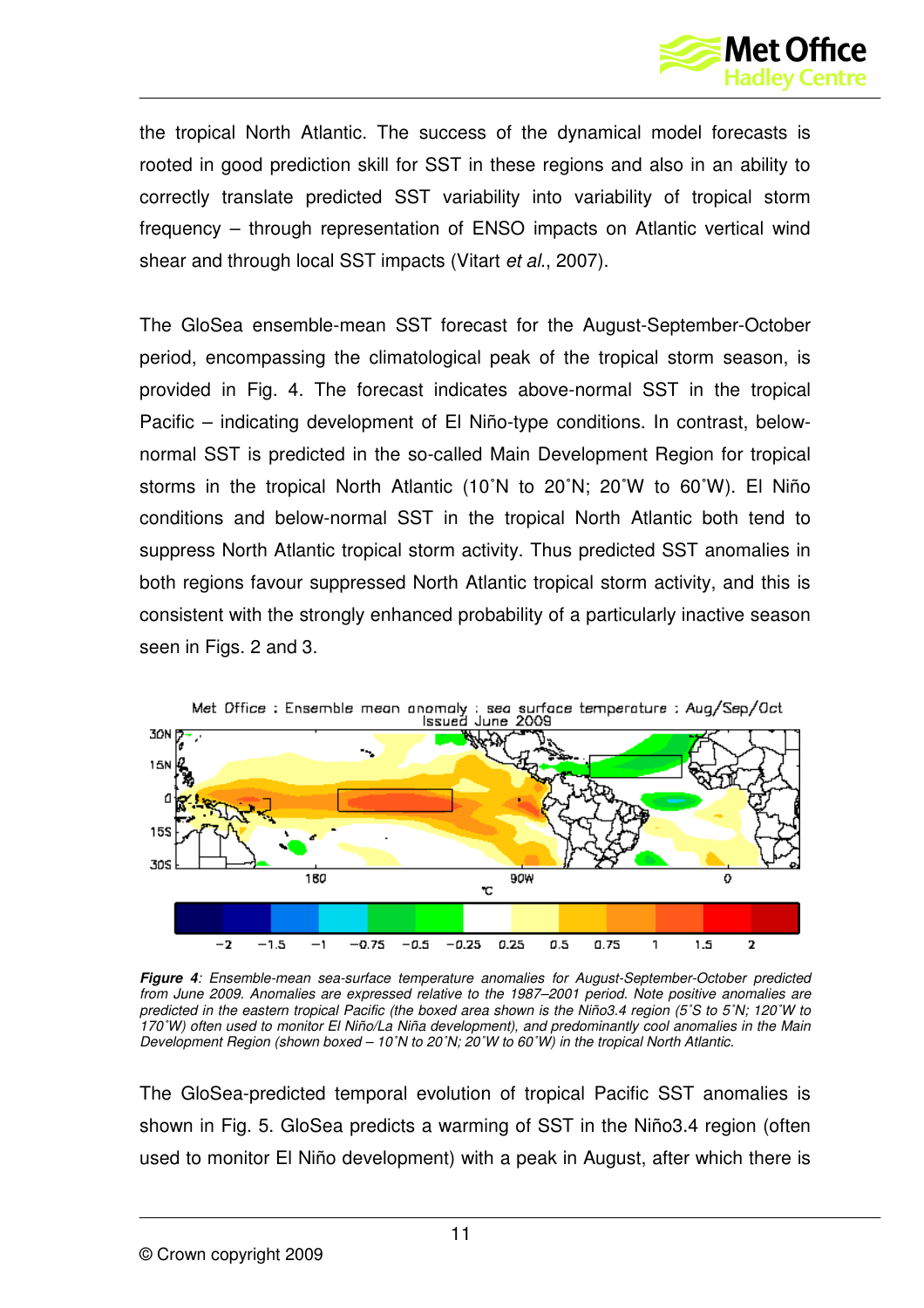the tropical North Atlantic. The success of the dynamical model forecasts is rooted in good prediction skill for SST in these regions and also in an ability to correctly translate predicted SST variability into variability of tropical storm frequency – through representation of ENSO impacts on Atlantic vertical wind shear and through local SST impacts (Vitart *et al*., 2007).

The GloSea ensemble-mean SST forecast for the August-September-October period, encompassing the climatological peak of the tropical storm season, is provided in Fig. 4. The forecast indicates above-normal SST in the tropical Pacific – indicating development of El Niño-type conditions. In contrast, below-normal SST is predicted in the so-called Main Development Region for tropical storms in the tropical North Atlantic (10˚N to 20˚N; 20˚W to 60˚W). El Niño conditions and below-normal SST in the tropical North Atlantic both tend to suppress North Atlantic tropical storm activity. Thus predicted SST anomalies in both regions favour suppressed North Atlantic tropical storm activity, and this is consistent with the strongly enhanced probability of a particularly inactive season seen in Figs. 2 and 3.

***Figure 4***: *Ensemble-mean sea-surface temperature anomalies for August-September-October predicted from June 2009. Anomalies are expressed relative to the 1987–2001 period. Note positive anomalies are predicted in the eastern tropical Pacific (the boxed area shown is the Niño3.4 region (5˚S to 5˚N; 120˚W to 170˚W) often used to monitor El Niño/La Niña development), and predominantly cool anomalies in the Main Development Region (shown boxed – 10˚N to 20˚N; 20˚W to 60˚W) in the tropical North Atlantic.*

The GloSea-predicted temporal evolution of tropical Pacific SST anomalies is shown in Fig. 5. GloSea predicts a warming of SST in the Niño3.4 region (often used to monitor El Niño development) with a peak in August, after which there is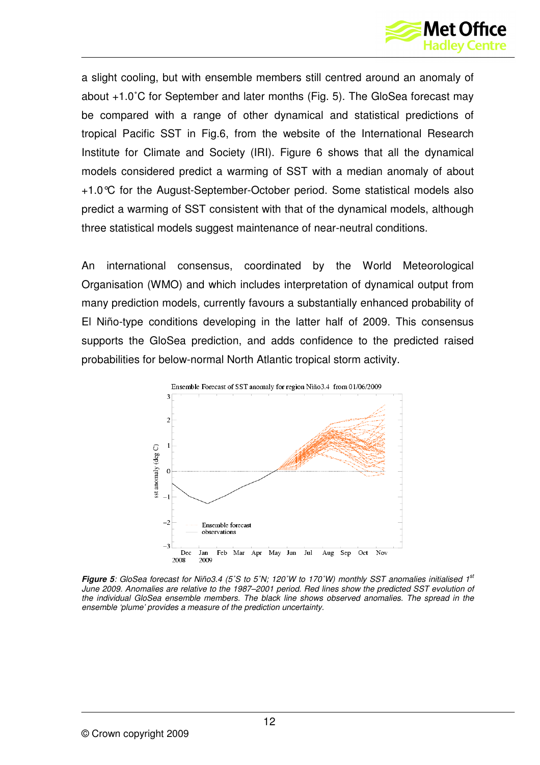a slight cooling, but with ensemble members still centred around an anomaly of about +1.0˚C for September and later months (Fig. 5). The GloSea forecast may be compared with a range of other dynamical and statistical predictions of tropical Pacific SST in Fig.6, from the website of the International Research Institute for Climate and Society (IRI). Figure 6 shows that all the dynamical models considered predict a warming of SST with a median anomaly of about +1.0°C for the August-September-October period. Some statistical models also predict a warming of SST consistent with that of the dynamical models, although three statistical models suggest maintenance of near-neutral conditions.

An international consensus, coordinated by the World Meteorological Organisation (WMO) and which includes interpretation of dynamical output from many prediction models, currently favours a substantially enhanced probability of El Niño-type conditions developing in the latter half of 2009. This consensus supports the GloSea prediction, and adds confidence to the predicted raised probabilities for below-normal North Atlantic tropical storm activity.

***Figure 5****: GloSea forecast for Niño3.4 (5˚S to 5˚N; 120˚W to 170˚W) monthly SST anomalies initialised 1st June 2009. Anomalies are relative to the 1987–2001 period. Red lines show the predicted SST evolution of the individual GloSea ensemble members. The black line shows observed anomalies. The spread in the ensemble 'plume' provides a measure of the prediction uncertainty.*

© Crown copyright 2009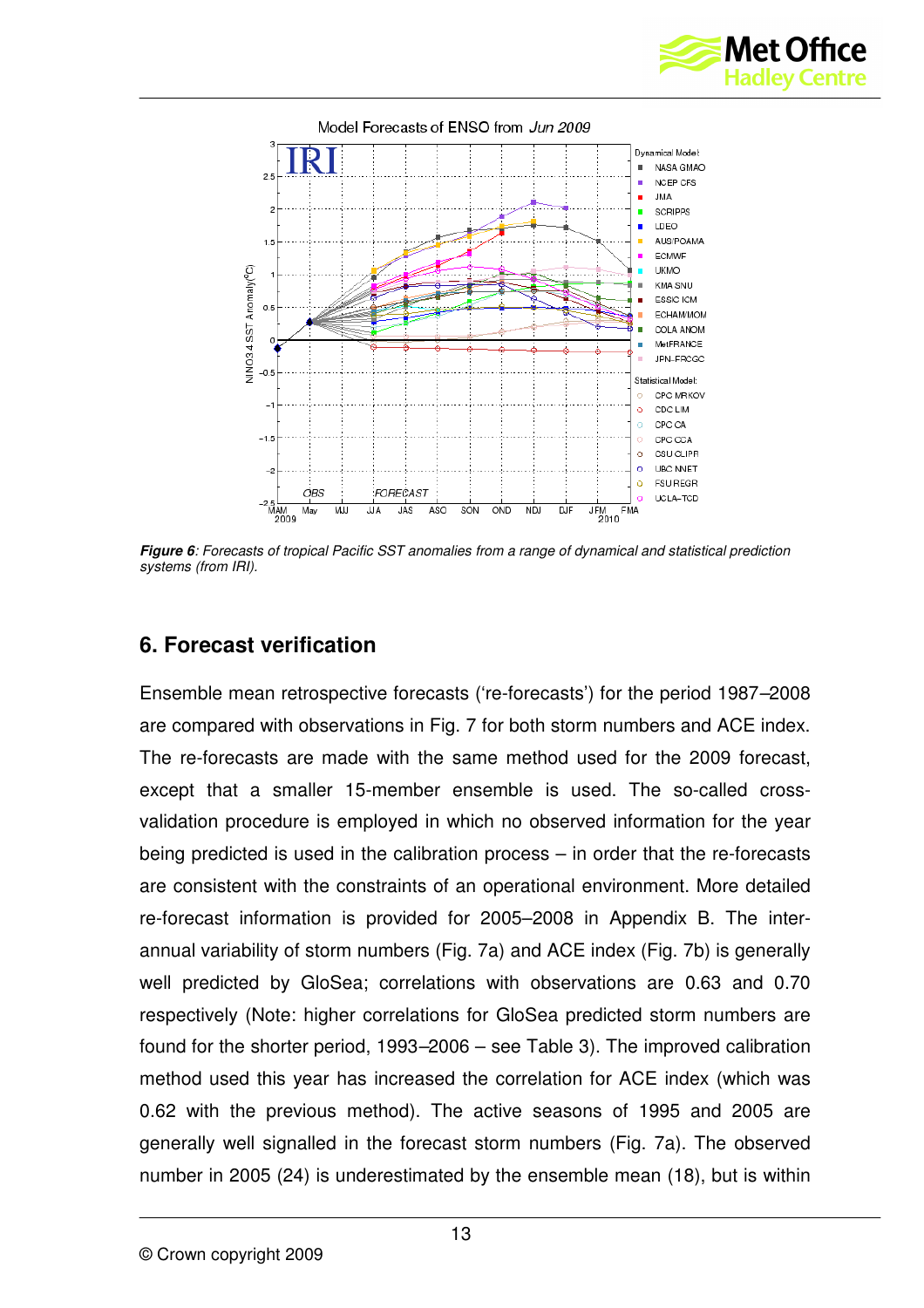***Figure 6**: Forecasts of tropical Pacific SST anomalies from a range of dynamical and statistical prediction systems (from IRI).*

## 6. Forecast verification

Ensemble mean retrospective forecasts ('re-forecasts') for the period 1987–2008 are compared with observations in Fig. 7 for both storm numbers and ACE index. The re-forecasts are made with the same method used for the 2009 forecast, except that a smaller 15-member ensemble is used. The so-called cross-validation procedure is employed in which no observed information for the year being predicted is used in the calibration process – in order that the re-forecasts are consistent with the constraints of an operational environment. More detailed re-forecast information is provided for 2005–2008 in Appendix B. The inter-annual variability of storm numbers (Fig. 7a) and ACE index (Fig. 7b) is generally well predicted by GloSea; correlations with observations are 0.63 and 0.70 respectively (Note: higher correlations for GloSea predicted storm numbers are found for the shorter period, 1993–2006 – see Table 3). The improved calibration method used this year has increased the correlation for ACE index (which was 0.62 with the previous method). The active seasons of 1995 and 2005 are generally well signalled in the forecast storm numbers (Fig. 7a). The observed number in 2005 (24) is underestimated by the ensemble mean (18), but is within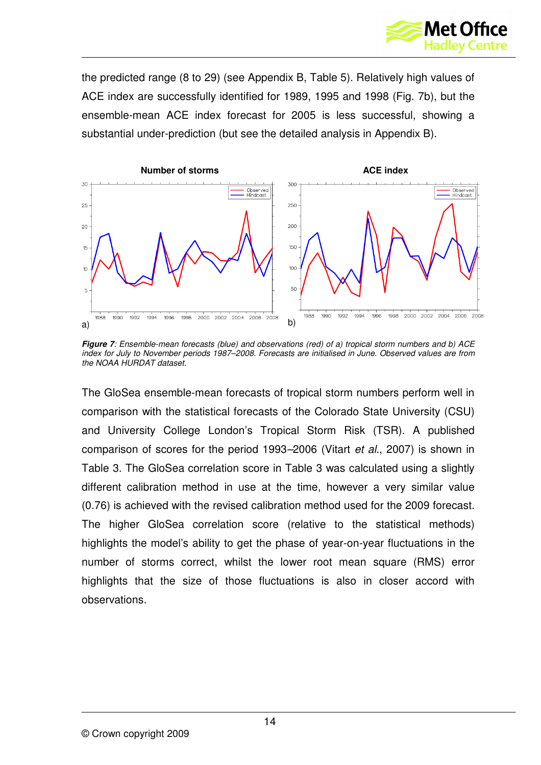the predicted range (8 to 29) (see Appendix B, Table 5). Relatively high values of ACE index are successfully identified for 1989, 1995 and 1998 (Fig. 7b), but the ensemble-mean ACE index forecast for 2005 is less successful, showing a substantial under-prediction (but see the detailed analysis in Appendix B).

***Figure 7**: Ensemble-mean forecasts (blue) and observations (red) of a) tropical storm numbers and b) ACE index for July to November periods 1987–2008. Forecasts are initialised in June. Observed values are from the NOAA HURDAT dataset.*

The GloSea ensemble-mean forecasts of tropical storm numbers perform well in comparison with the statistical forecasts of the Colorado State University (CSU) and University College London's Tropical Storm Risk (TSR). A published comparison of scores for the period 1993–2006 (Vitart *et al*., 2007) is shown in Table 3. The GloSea correlation score in Table 3 was calculated using a slightly different calibration method in use at the time, however a very similar value (0.76) is achieved with the revised calibration method used for the 2009 forecast. The higher GloSea correlation score (relative to the statistical methods) highlights the model's ability to get the phase of year-on-year fluctuations in the number of storms correct, whilst the lower root mean square (RMS) error highlights that the size of those fluctuations is also in closer accord with observations.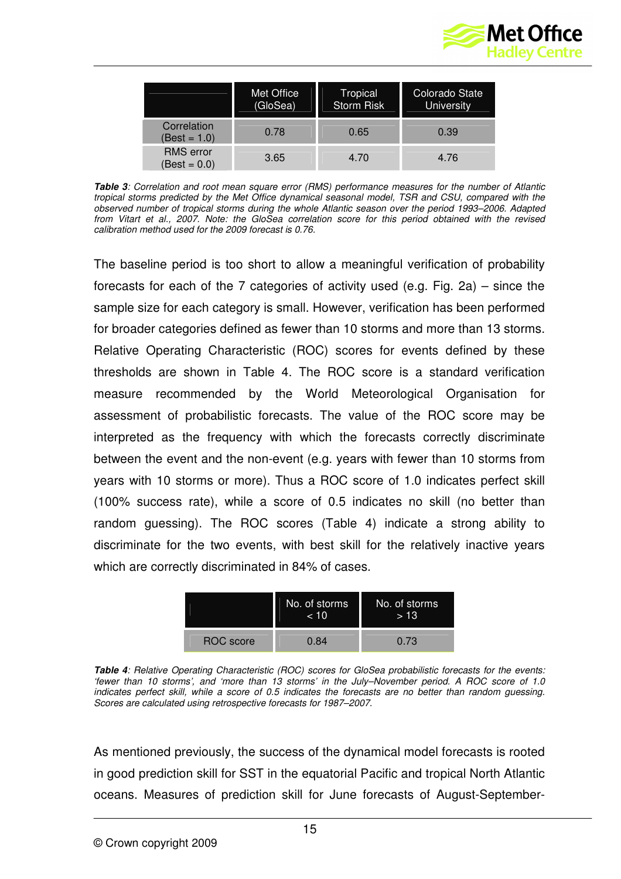| | Met Office (GloSea) | Tropical Storm Risk | Colorado State University |
|---|---|---|---|
| Correlation (Best = 1.0) | 0.78 | 0.65 | 0.39 |
| RMS error (Best = 0.0) | 3.65 | 4.70 | 4.76 |

***Table 3**: Correlation and root mean square error (RMS) performance measures for the number of Atlantic tropical storms predicted by the Met Office dynamical seasonal model, TSR and CSU, compared with the observed number of tropical storms during the whole Atlantic season over the period 1993–2006. Adapted from Vitart et al., 2007. Note: the GloSea correlation score for this period obtained with the revised calibration method used for the 2009 forecast is 0.76.*

The baseline period is too short to allow a meaningful verification of probability forecasts for each of the 7 categories of activity used (e.g. Fig. 2a) – since the sample size for each category is small. However, verification has been performed for broader categories defined as fewer than 10 storms and more than 13 storms. Relative Operating Characteristic (ROC) scores for events defined by these thresholds are shown in Table 4. The ROC score is a standard verification measure recommended by the World Meteorological Organisation for assessment of probabilistic forecasts. The value of the ROC score may be interpreted as the frequency with which the forecasts correctly discriminate between the event and the non-event (e.g. years with fewer than 10 storms from years with 10 storms or more). Thus a ROC score of 1.0 indicates perfect skill (100% success rate), while a score of 0.5 indicates no skill (no better than random guessing). The ROC scores (Table 4) indicate a strong ability to discriminate for the two events, with best skill for the relatively inactive years which are correctly discriminated in 84% of cases.

| | No. of storms < 10 | No. of storms > 13 |
|---|---|---|
| ROC score | 0.84 | 0.73 |

***Table 4**: Relative Operating Characteristic (ROC) scores for GloSea probabilistic forecasts for the events: 'fewer than 10 storms', and 'more than 13 storms' in the July–November period. A ROC score of 1.0 indicates perfect skill, while a score of 0.5 indicates the forecasts are no better than random guessing. Scores are calculated using retrospective forecasts for 1987–2007.*

As mentioned previously, the success of the dynamical model forecasts is rooted in good prediction skill for SST in the equatorial Pacific and tropical North Atlantic oceans. Measures of prediction skill for June forecasts of August-September-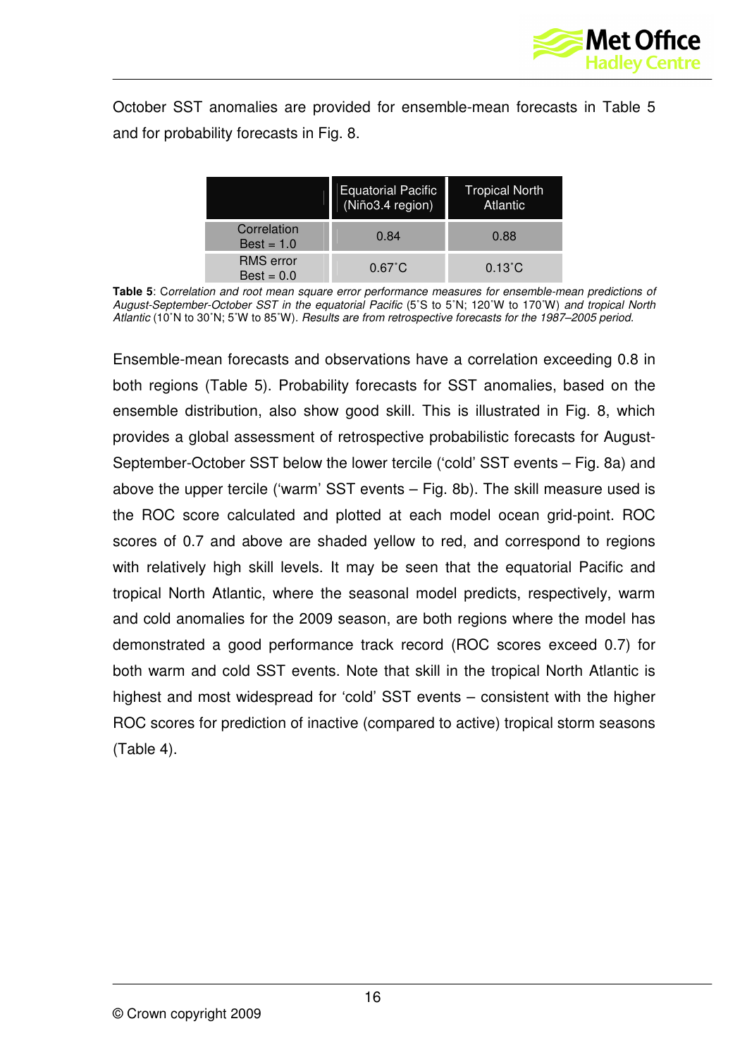October SST anomalies are provided for ensemble-mean forecasts in Table 5 and for probability forecasts in Fig. 8.

| | Equatorial Pacific (Niño3.4 region) | Tropical North Atlantic |
|---|---|---|
| Correlation Best = 1.0 | 0.84 | 0.88 |
| RMS error Best = 0.0 | 0.67˚C | 0.13˚C |

**Table 5**: C*orrelation and root mean square error performance measures for ensemble-mean predictions of August-September-October SST in the equatorial Pacific* (5˚S to 5˚N; 120˚W to 170˚W) *and tropical North Atlantic* (10˚N to 30˚N; 5˚W to 85˚W). *Results are from retrospective forecasts for the 1987–2005 period.*

Ensemble-mean forecasts and observations have a correlation exceeding 0.8 in both regions (Table 5). Probability forecasts for SST anomalies, based on the ensemble distribution, also show good skill. This is illustrated in Fig. 8, which provides a global assessment of retrospective probabilistic forecasts for August-September-October SST below the lower tercile ('cold' SST events – Fig. 8a) and above the upper tercile ('warm' SST events – Fig. 8b). The skill measure used is the ROC score calculated and plotted at each model ocean grid-point. ROC scores of 0.7 and above are shaded yellow to red, and correspond to regions with relatively high skill levels. It may be seen that the equatorial Pacific and tropical North Atlantic, where the seasonal model predicts, respectively, warm and cold anomalies for the 2009 season, are both regions where the model has demonstrated a good performance track record (ROC scores exceed 0.7) for both warm and cold SST events. Note that skill in the tropical North Atlantic is highest and most widespread for 'cold' SST events – consistent with the higher ROC scores for prediction of inactive (compared to active) tropical storm seasons (Table 4).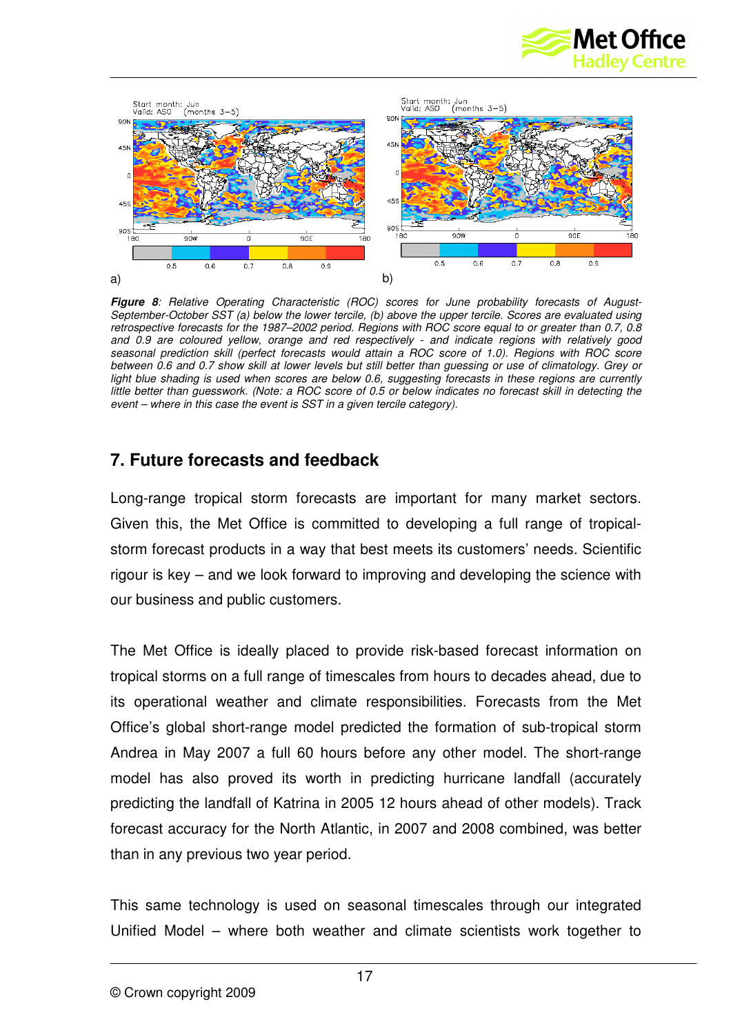*Figure 8: Relative Operating Characteristic (ROC) scores for June probability forecasts of August-September-October SST (a) below the lower tercile, (b) above the upper tercile. Scores are evaluated using retrospective forecasts for the 1987–2002 period. Regions with ROC score equal to or greater than 0.7, 0.8 and 0.9 are coloured yellow, orange and red respectively - and indicate regions with relatively good seasonal prediction skill (perfect forecasts would attain a ROC score of 1.0). Regions with ROC score between 0.6 and 0.7 show skill at lower levels but still better than guessing or use of climatology. Grey or light blue shading is used when scores are below 0.6, suggesting forecasts in these regions are currently little better than guesswork. (Note: a ROC score of 0.5 or below indicates no forecast skill in detecting the event – where in this case the event is SST in a given tercile category).*

## 7. Future forecasts and feedback

Long-range tropical storm forecasts are important for many market sectors. Given this, the Met Office is committed to developing a full range of tropical-storm forecast products in a way that best meets its customers' needs. Scientific rigour is key – and we look forward to improving and developing the science with our business and public customers.

The Met Office is ideally placed to provide risk-based forecast information on tropical storms on a full range of timescales from hours to decades ahead, due to its operational weather and climate responsibilities. Forecasts from the Met Office's global short-range model predicted the formation of sub-tropical storm Andrea in May 2007 a full 60 hours before any other model. The short-range model has also proved its worth in predicting hurricane landfall (accurately predicting the landfall of Katrina in 2005 12 hours ahead of other models). Track forecast accuracy for the North Atlantic, in 2007 and 2008 combined, was better than in any previous two year period.

This same technology is used on seasonal timescales through our integrated Unified Model – where both weather and climate scientists work together to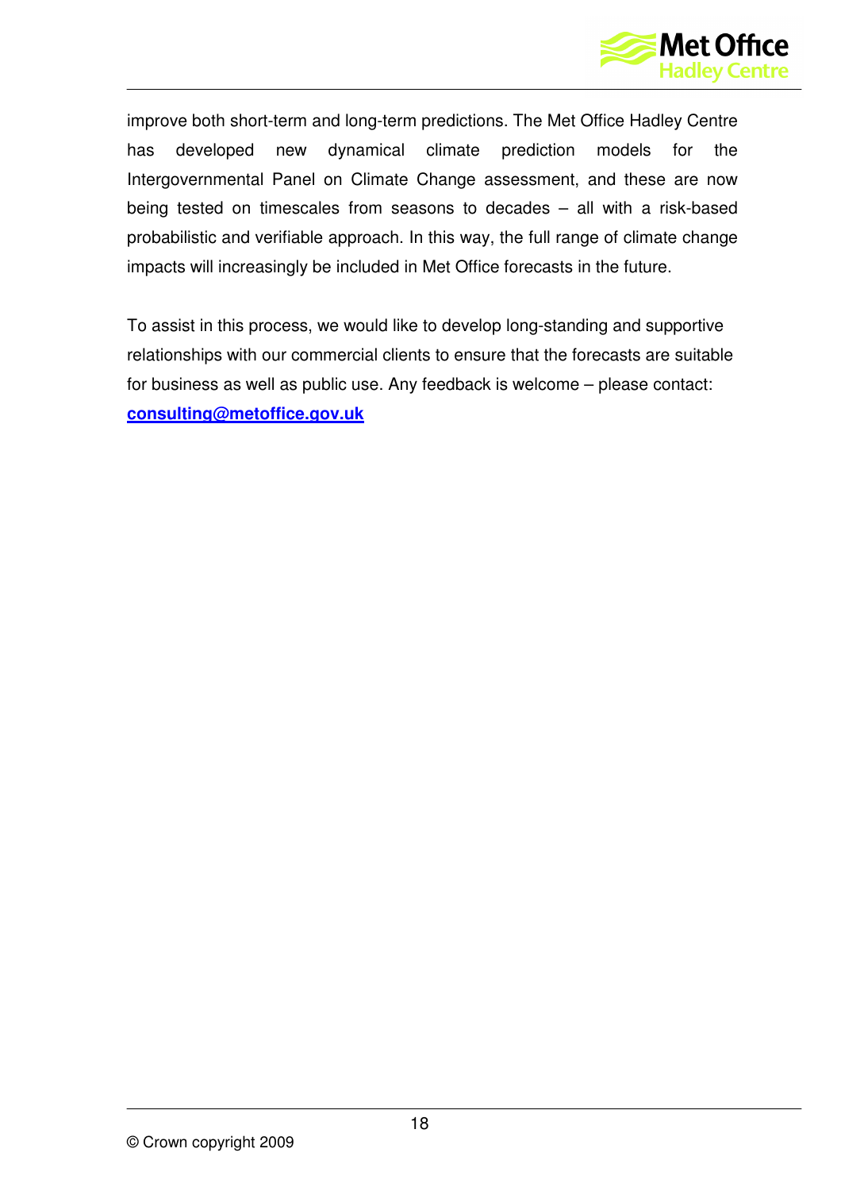improve both short-term and long-term predictions. The Met Office Hadley Centre has developed new dynamical climate prediction models for the Intergovernmental Panel on Climate Change assessment, and these are now being tested on timescales from seasons to decades – all with a risk-based probabilistic and verifiable approach. In this way, the full range of climate change impacts will increasingly be included in Met Office forecasts in the future.

To assist in this process, we would like to develop long-standing and supportive relationships with our commercial clients to ensure that the forecasts are suitable for business as well as public use. Any feedback is welcome – please contact: **consulting@metoffice.gov.uk**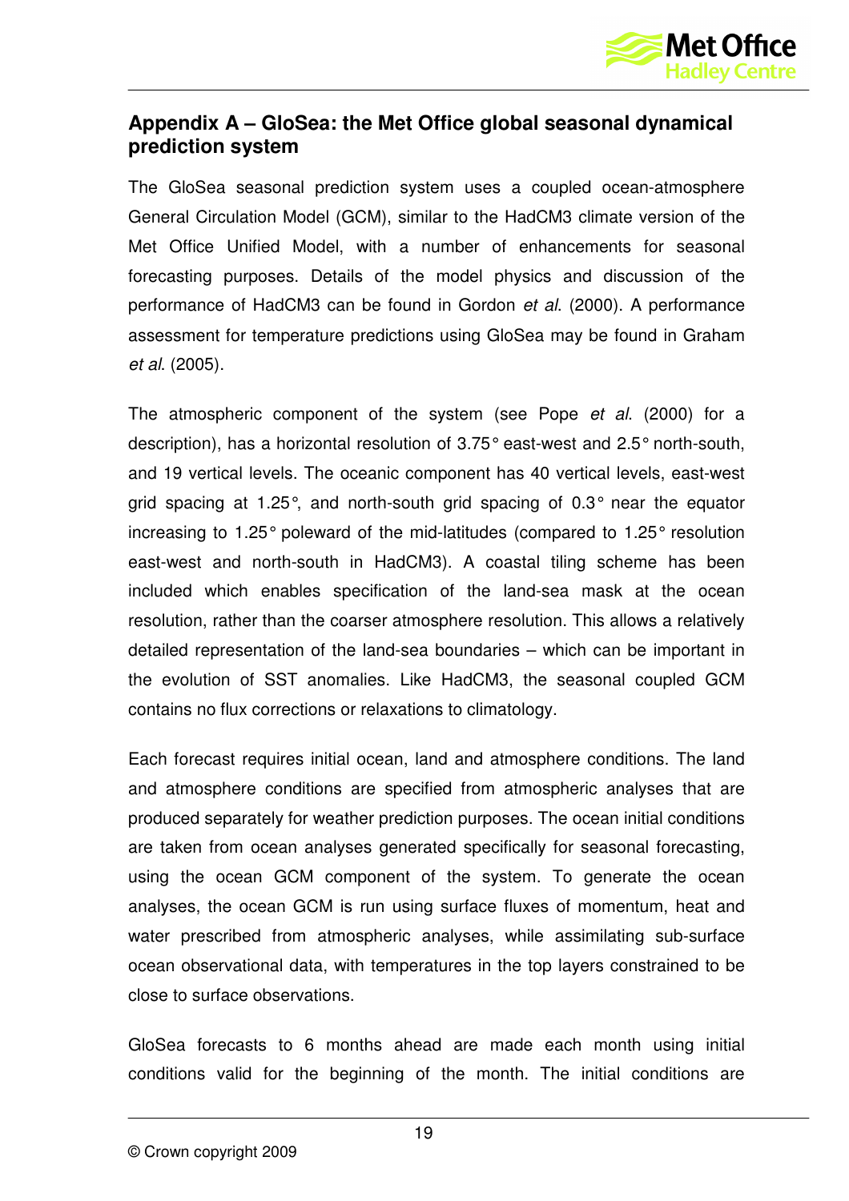## Appendix A – GloSea: the Met Office global seasonal dynamical prediction system

The GloSea seasonal prediction system uses a coupled ocean-atmosphere General Circulation Model (GCM), similar to the HadCM3 climate version of the Met Office Unified Model, with a number of enhancements for seasonal forecasting purposes. Details of the model physics and discussion of the performance of HadCM3 can be found in Gordon *et al.* (2000). A performance assessment for temperature predictions using GloSea may be found in Graham *et al.* (2005).

The atmospheric component of the system (see Pope *et al.* (2000) for a description), has a horizontal resolution of 3.75° east-west and 2.5° north-south, and 19 vertical levels. The oceanic component has 40 vertical levels, east-west grid spacing at 1.25°, and north-south grid spacing of 0.3° near the equator increasing to 1.25° poleward of the mid-latitudes (compared to 1.25° resolution east-west and north-south in HadCM3). A coastal tiling scheme has been included which enables specification of the land-sea mask at the ocean resolution, rather than the coarser atmosphere resolution. This allows a relatively detailed representation of the land-sea boundaries – which can be important in the evolution of SST anomalies. Like HadCM3, the seasonal coupled GCM contains no flux corrections or relaxations to climatology.

Each forecast requires initial ocean, land and atmosphere conditions. The land and atmosphere conditions are specified from atmospheric analyses that are produced separately for weather prediction purposes. The ocean initial conditions are taken from ocean analyses generated specifically for seasonal forecasting, using the ocean GCM component of the system. To generate the ocean analyses, the ocean GCM is run using surface fluxes of momentum, heat and water prescribed from atmospheric analyses, while assimilating sub-surface ocean observational data, with temperatures in the top layers constrained to be close to surface observations.

GloSea forecasts to 6 months ahead are made each month using initial conditions valid for the beginning of the month. The initial conditions are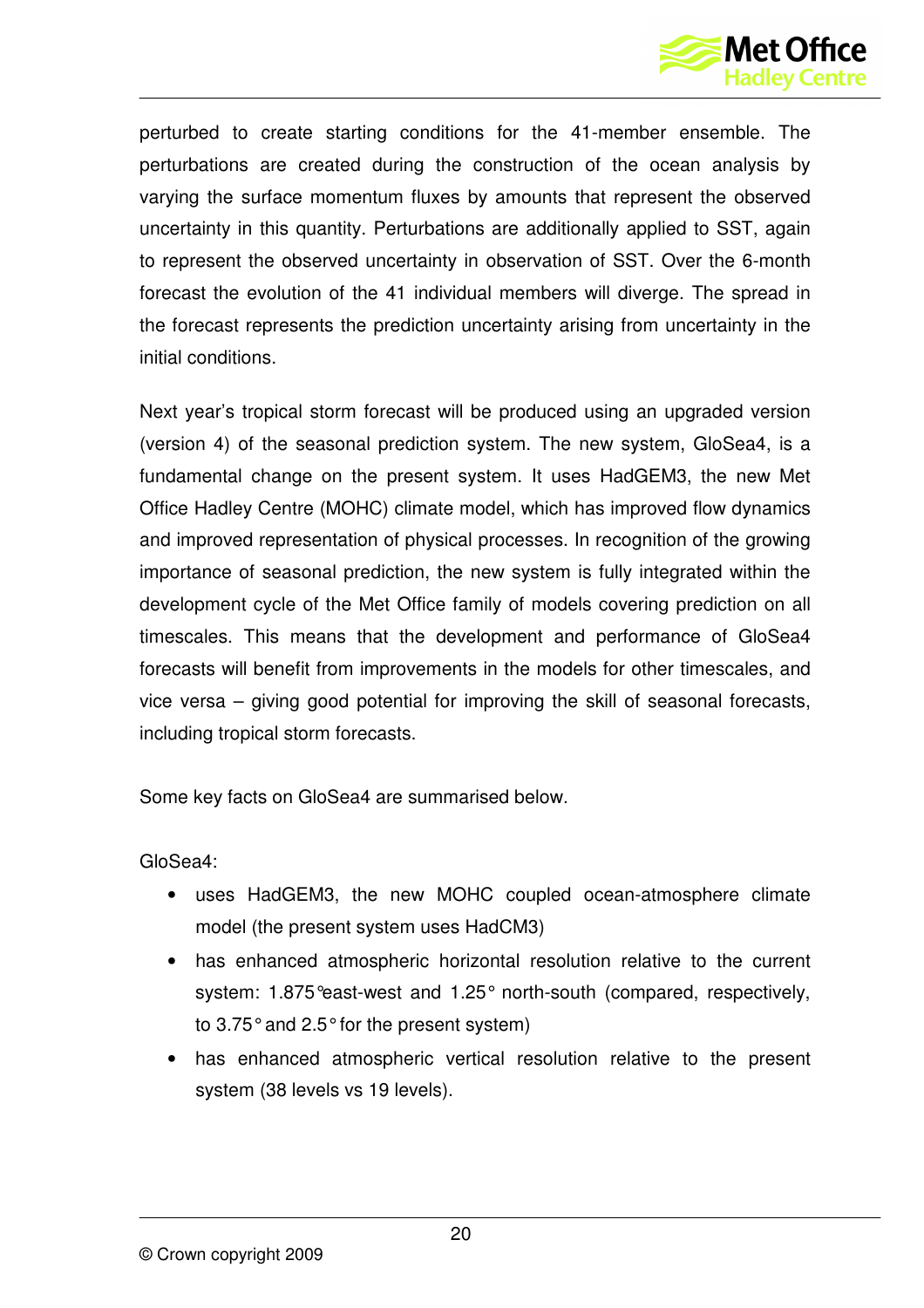perturbed to create starting conditions for the 41-member ensemble. The perturbations are created during the construction of the ocean analysis by varying the surface momentum fluxes by amounts that represent the observed uncertainty in this quantity. Perturbations are additionally applied to SST, again to represent the observed uncertainty in observation of SST. Over the 6-month forecast the evolution of the 41 individual members will diverge. The spread in the forecast represents the prediction uncertainty arising from uncertainty in the initial conditions.

Next year's tropical storm forecast will be produced using an upgraded version (version 4) of the seasonal prediction system. The new system, GloSea4, is a fundamental change on the present system. It uses HadGEM3, the new Met Office Hadley Centre (MOHC) climate model, which has improved flow dynamics and improved representation of physical processes. In recognition of the growing importance of seasonal prediction, the new system is fully integrated within the development cycle of the Met Office family of models covering prediction on all timescales. This means that the development and performance of GloSea4 forecasts will benefit from improvements in the models for other timescales, and vice versa – giving good potential for improving the skill of seasonal forecasts, including tropical storm forecasts.

Some key facts on GloSea4 are summarised below.

GloSea4:

- uses HadGEM3, the new MOHC coupled ocean-atmosphere climate model (the present system uses HadCM3)
- has enhanced atmospheric horizontal resolution relative to the current system: 1.875°east-west and 1.25° north-south (compared, respectively, to 3.75° and 2.5° for the present system)
- has enhanced atmospheric vertical resolution relative to the present system (38 levels vs 19 levels).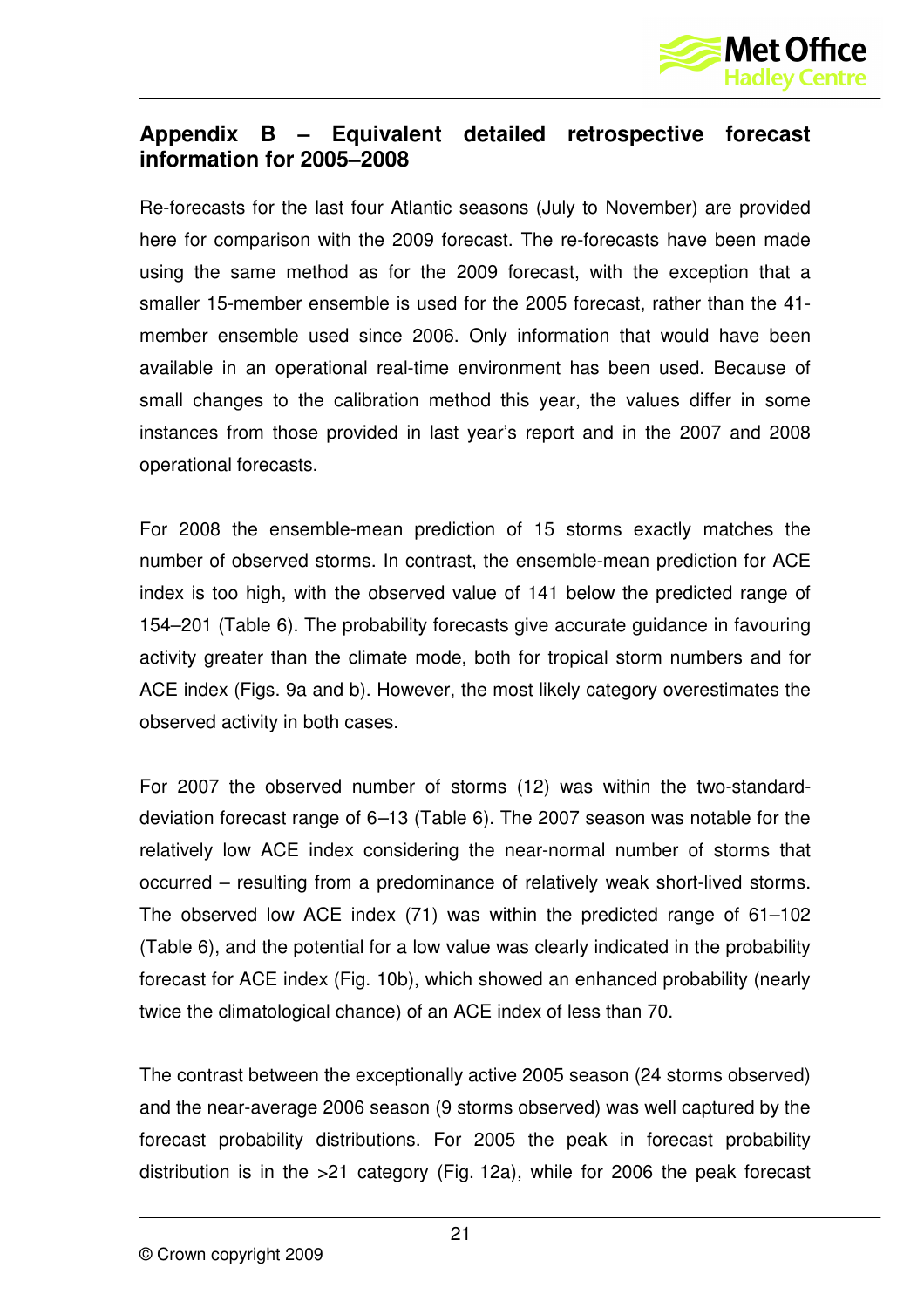## Appendix B – Equivalent detailed retrospective forecast information for 2005–2008

Re-forecasts for the last four Atlantic seasons (July to November) are provided here for comparison with the 2009 forecast. The re-forecasts have been made using the same method as for the 2009 forecast, with the exception that a smaller 15-member ensemble is used for the 2005 forecast, rather than the 41-member ensemble used since 2006. Only information that would have been available in an operational real-time environment has been used. Because of small changes to the calibration method this year, the values differ in some instances from those provided in last year's report and in the 2007 and 2008 operational forecasts.

For 2008 the ensemble-mean prediction of 15 storms exactly matches the number of observed storms. In contrast, the ensemble-mean prediction for ACE index is too high, with the observed value of 141 below the predicted range of 154–201 (Table 6). The probability forecasts give accurate guidance in favouring activity greater than the climate mode, both for tropical storm numbers and for ACE index (Figs. 9a and b). However, the most likely category overestimates the observed activity in both cases.

For 2007 the observed number of storms (12) was within the two-standard-deviation forecast range of 6–13 (Table 6). The 2007 season was notable for the relatively low ACE index considering the near-normal number of storms that occurred – resulting from a predominance of relatively weak short-lived storms. The observed low ACE index (71) was within the predicted range of 61–102 (Table 6), and the potential for a low value was clearly indicated in the probability forecast for ACE index (Fig. 10b), which showed an enhanced probability (nearly twice the climatological chance) of an ACE index of less than 70.

The contrast between the exceptionally active 2005 season (24 storms observed) and the near-average 2006 season (9 storms observed) was well captured by the forecast probability distributions. For 2005 the peak in forecast probability distribution is in the >21 category (Fig. 12a), while for 2006 the peak forecast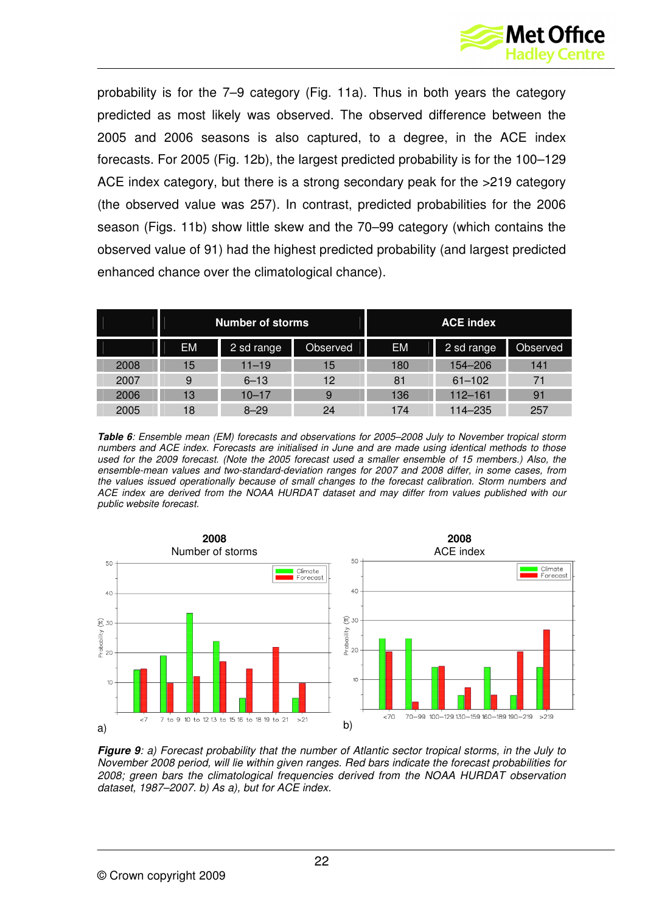probability is for the 7–9 category (Fig. 11a). Thus in both years the category predicted as most likely was observed. The observed difference between the 2005 and 2006 seasons is also captured, to a degree, in the ACE index forecasts. For 2005 (Fig. 12b), the largest predicted probability is for the 100–129 ACE index category, but there is a strong secondary peak for the >219 category (the observed value was 257). In contrast, predicted probabilities for the 2006 season (Figs. 11b) show little skew and the 70–99 category (which contains the observed value of 91) had the highest predicted probability (and largest predicted enhanced chance over the climatological chance).

| | Number of storms | | | ACE index | | |
|---|---|---|---|---|---|---|
| | EM | 2 sd range | Observed | EM | 2 sd range | Observed |
| 2008 | 15 | 11–19 | 15 | 180 | 154–206 | 141 |
| 2007 | 9 | 6–13 | 12 | 81 | 61–102 | 71 |
| 2006 | 13 | 10–17 | 9 | 136 | 112–161 | 91 |
| 2005 | 18 | 8–29 | 24 | 174 | 114–235 | 257 |

***Table 6**: Ensemble mean (EM) forecasts and observations for 2005–2008 July to November tropical storm numbers and ACE index. Forecasts are initialised in June and are made using identical methods to those used for the 2009 forecast. (Note the 2005 forecast used a smaller ensemble of 15 members.) Also, the ensemble-mean values and two-standard-deviation ranges for 2007 and 2008 differ, in some cases, from the values issued operationally because of small changes to the forecast calibration. Storm numbers and ACE index are derived from the NOAA HURDAT dataset and may differ from values published with our public website forecast.*

***Figure 9**: a) Forecast probability that the number of Atlantic sector tropical storms, in the July to November 2008 period, will lie within given ranges. Red bars indicate the forecast probabilities for 2008; green bars the climatological frequencies derived from the NOAA HURDAT observation dataset, 1987–2007. b) As a), but for ACE index.*

© Crown copyright 2009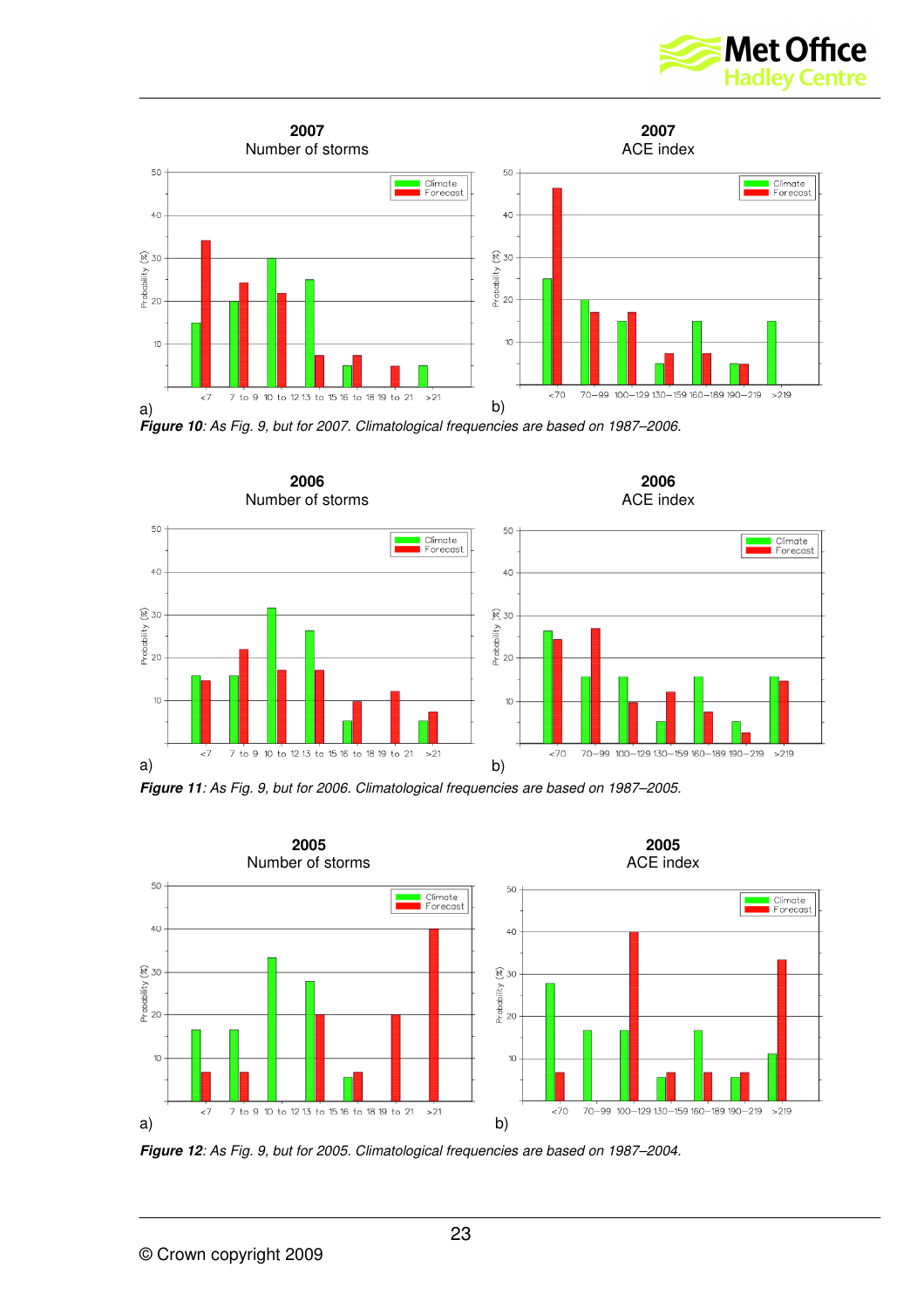**2007**
Number of storms

a)

**2007**
ACE index

b)

***Figure 10****: As Fig. 9, but for 2007. Climatological frequencies are based on 1987–2006.*

**2006**
Number of storms

a)

**2006**
ACE index

b)

***Figure 11****: As Fig. 9, but for 2006. Climatological frequencies are based on 1987–2005.*

**2005**
Number of storms

a)

**2005**
ACE index

b)

***Figure 12****: As Fig. 9, but for 2005. Climatological frequencies are based on 1987–2004.*

© Crown copyright 2009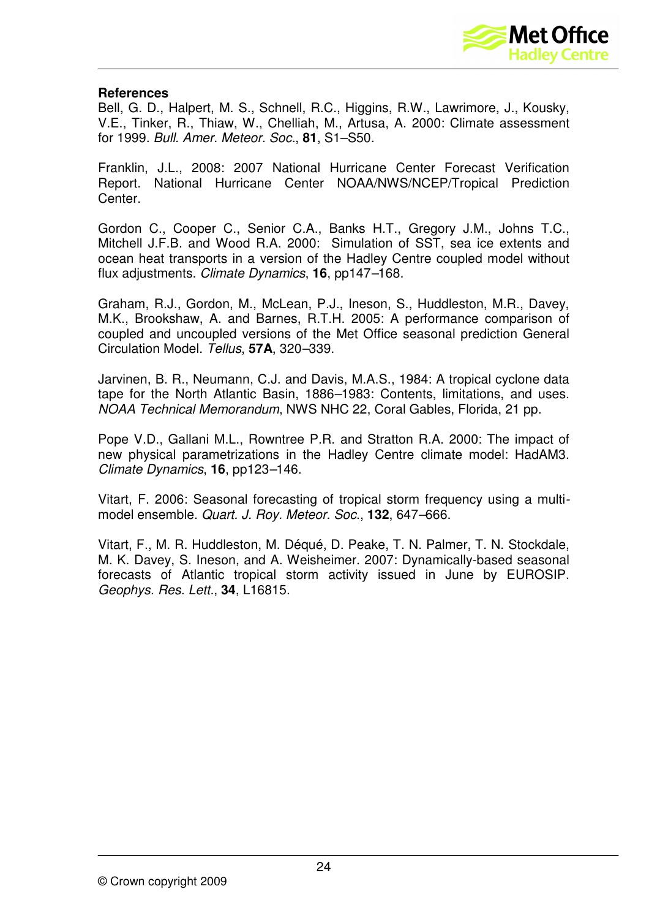**References**

Bell, G. D., Halpert, M. S., Schnell, R.C., Higgins, R.W., Lawrimore, J., Kousky, V.E., Tinker, R., Thiaw, W., Chelliah, M., Artusa, A. 2000: Climate assessment for 1999. *Bull. Amer. Meteor. Soc.*, **81**, S1–S50.

Franklin, J.L., 2008: 2007 National Hurricane Center Forecast Verification Report. National Hurricane Center NOAA/NWS/NCEP/Tropical Prediction Center.

Gordon C., Cooper C., Senior C.A., Banks H.T., Gregory J.M., Johns T.C., Mitchell J.F.B. and Wood R.A. 2000: Simulation of SST, sea ice extents and ocean heat transports in a version of the Hadley Centre coupled model without flux adjustments. *Climate Dynamics*, **16**, pp147–168.

Graham, R.J., Gordon, M., McLean, P.J., Ineson, S., Huddleston, M.R., Davey, M.K., Brookshaw, A. and Barnes, R.T.H. 2005: A performance comparison of coupled and uncoupled versions of the Met Office seasonal prediction General Circulation Model. *Tellus*, **57A**, 320–339.

Jarvinen, B. R., Neumann, C.J. and Davis, M.A.S., 1984: A tropical cyclone data tape for the North Atlantic Basin, 1886–1983: Contents, limitations, and uses. *NOAA Technical Memorandum*, NWS NHC 22, Coral Gables, Florida, 21 pp.

Pope V.D., Gallani M.L., Rowntree P.R. and Stratton R.A. 2000: The impact of new physical parametrizations in the Hadley Centre climate model: HadAM3. *Climate Dynamics*, **16**, pp123–146.

Vitart, F. 2006: Seasonal forecasting of tropical storm frequency using a multi-model ensemble. *Quart. J. Roy. Meteor. Soc.*, **132**, 647–666.

Vitart, F., M. R. Huddleston, M. Déqué, D. Peake, T. N. Palmer, T. N. Stockdale, M. K. Davey, S. Ineson, and A. Weisheimer. 2007: Dynamically-based seasonal forecasts of Atlantic tropical storm activity issued in June by EUROSIP. *Geophys. Res. Lett.*, **34**, L16815.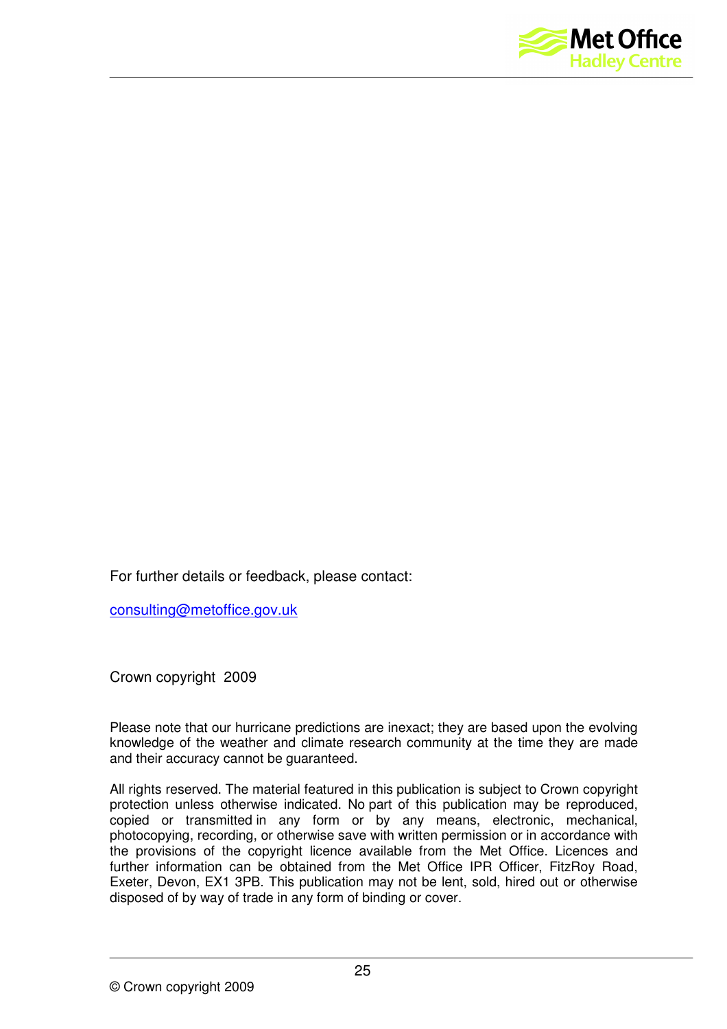For further details or feedback, please contact:

consulting@metoffice.gov.uk

Crown copyright 2009

Please note that our hurricane predictions are inexact; they are based upon the evolving knowledge of the weather and climate research community at the time they are made and their accuracy cannot be guaranteed.

All rights reserved. The material featured in this publication is subject to Crown copyright protection unless otherwise indicated. No part of this publication may be reproduced, copied or transmitted in any form or by any means, electronic, mechanical, photocopying, recording, or otherwise save with written permission or in accordance with the provisions of the copyright licence available from the Met Office. Licences and further information can be obtained from the Met Office IPR Officer, FitzRoy Road, Exeter, Devon, EX1 3PB. This publication may not be lent, sold, hired out or otherwise disposed of by way of trade in any form of binding or cover.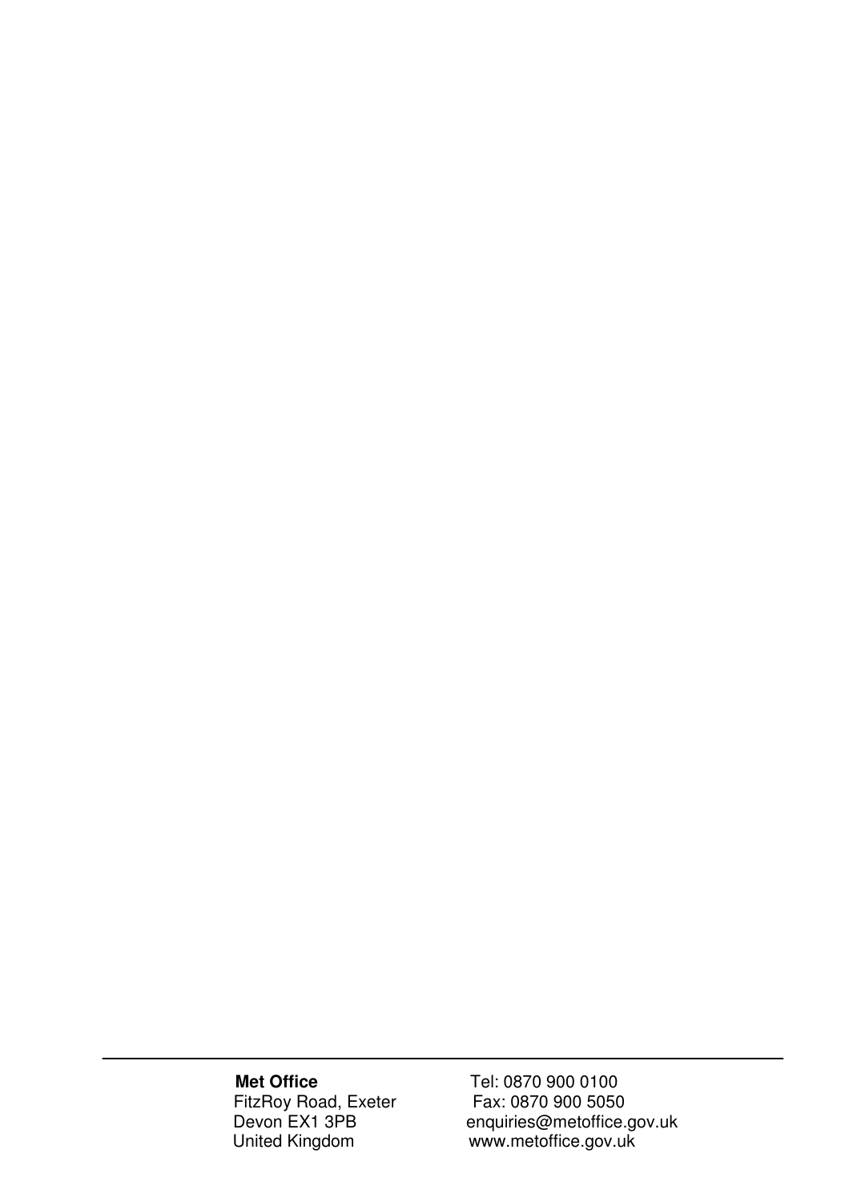**Met Office**
FitzRoy Road, Exeter
Devon EX1 3PB
United Kingdom

Tel: 0870 900 0100
Fax: 0870 900 5050
enquiries@metoffice.gov.uk
www.metoffice.gov.uk